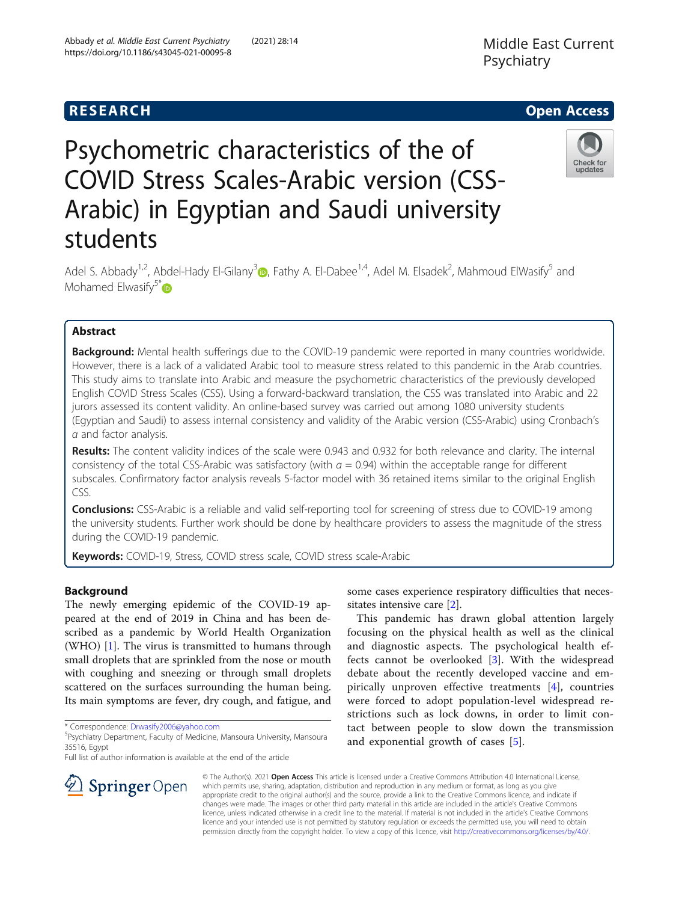RESEARCH

Open Access

# Psychometric characteristics of the of COVID Stress Scales-Arabic version (CSS-Arabic) in Egyptian and Saudi university students

Adel S. Abbady[1,2], Abdel-Hady El-Gilany[3], Fathy A. El-Dabee[1,4], Adel M. Elsadek[2], Mahmoud ElWasify[5] and Mohamed Elwasify[5*]

## Abstract

**Background:** Mental health sufferings due to the COVID-19 pandemic were reported in many countries worldwide. However, there is a lack of a validated Arabic tool to measure stress related to this pandemic in the Arab countries. This study aims to translate into Arabic and measure the psychometric characteristics of the previously developed English COVID Stress Scales (CSS). Using a forward-backward translation, the CSS was translated into Arabic and 22 jurors assessed its content validity. An online-based survey was carried out among 1080 university students (Egyptian and Saudi) to assess internal consistency and validity of the Arabic version (CSS-Arabic) using Cronbach's $\alpha$ and factor analysis.

**Results:** The content validity indices of the scale were 0.943 and 0.932 for both relevance and clarity. The internal consistency of the total CSS-Arabic was satisfactory (with $\alpha = 0.94$) within the acceptable range for different subscales. Confirmatory factor analysis reveals 5-factor model with 36 retained items similar to the original English CSS.

**Conclusions:** CSS-Arabic is a reliable and valid self-reporting tool for screening of stress due to COVID-19 among the university students. Further work should be done by healthcare providers to assess the magnitude of the stress during the COVID-19 pandemic.

**Keywords:** COVID-19, Stress, COVID stress scale, COVID stress scale-Arabic

## Background

The newly emerging epidemic of the COVID-19 appeared at the end of 2019 in China and has been described as a pandemic by World Health Organization (WHO) [1]. The virus is transmitted to humans through small droplets that are sprinkled from the nose or mouth with coughing and sneezing or through small droplets scattered on the surfaces surrounding the human being. Its main symptoms are fever, dry cough, and fatigue, and some cases experience respiratory difficulties that necessitates intensive care [2].

This pandemic has drawn global attention largely focusing on the physical health as well as the clinical and diagnostic aspects. The psychological health effects cannot be overlooked [3]. With the widespread debate about the recently developed vaccine and empirically unproven effective treatments [4], countries were forced to adopt population-level widespread restrictions such as lock downs, in order to limit contact between people to slow down the transmission and exponential growth of cases [5].

* Correspondence: Drwasify2006@yahoo.com
[5]Psychiatry Department, Faculty of Medicine, Mansoura University, Mansoura 35516, Egypt
Full list of author information is available at the end of the article

© The Author(s). 2021 **Open Access** This article is licensed under a Creative Commons Attribution 4.0 International License, which permits use, sharing, adaptation, distribution and reproduction in any medium or format, as long as you give appropriate credit to the original author(s) and the source, provide a link to the Creative Commons licence, and indicate if changes were made. The images or other third party material in this article are included in the article's Creative Commons licence, unless indicated otherwise in a credit line to the material. If material is not included in the article's Creative Commons licence and your intended use is not permitted by statutory regulation or exceeds the permitted use, you will need to obtain permission directly from the copyright holder. To view a copy of this licence, visit http://creativecommons.org/licenses/by/4.0/.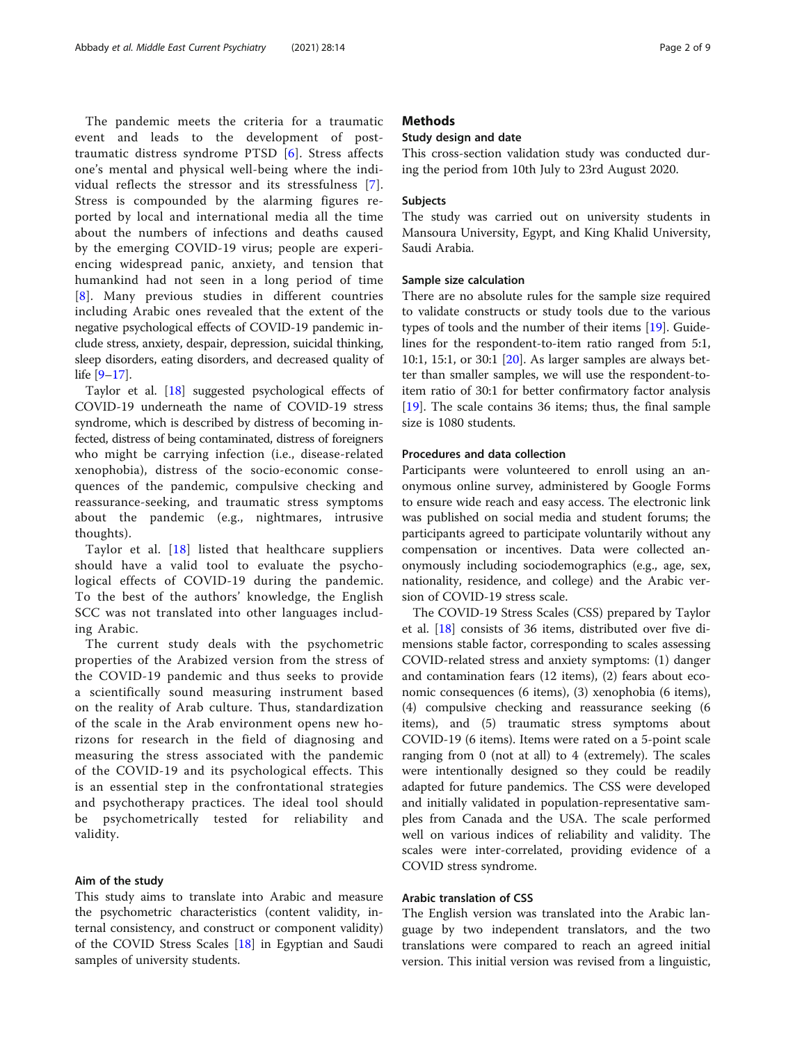The pandemic meets the criteria for a traumatic event and leads to the development of post-traumatic distress syndrome PTSD [6]. Stress affects one's mental and physical well-being where the individual reflects the stressor and its stressfulness [7]. Stress is compounded by the alarming figures reported by local and international media all the time about the numbers of infections and deaths caused by the emerging COVID-19 virus; people are experiencing widespread panic, anxiety, and tension that humankind had not seen in a long period of time [8]. Many previous studies in different countries including Arabic ones revealed that the extent of the negative psychological effects of COVID-19 pandemic include stress, anxiety, despair, depression, suicidal thinking, sleep disorders, eating disorders, and decreased quality of life [9–17].

Taylor et al. [18] suggested psychological effects of COVID-19 underneath the name of COVID-19 stress syndrome, which is described by distress of becoming infected, distress of being contaminated, distress of foreigners who might be carrying infection (i.e., disease-related xenophobia), distress of the socio-economic consequences of the pandemic, compulsive checking and reassurance-seeking, and traumatic stress symptoms about the pandemic (e.g., nightmares, intrusive thoughts).

Taylor et al. [18] listed that healthcare suppliers should have a valid tool to evaluate the psychological effects of COVID-19 during the pandemic. To the best of the authors' knowledge, the English SCC was not translated into other languages including Arabic.

The current study deals with the psychometric properties of the Arabized version from the stress of the COVID-19 pandemic and thus seeks to provide a scientifically sound measuring instrument based on the reality of Arab culture. Thus, standardization of the scale in the Arab environment opens new horizons for research in the field of diagnosing and measuring the stress associated with the pandemic of the COVID-19 and its psychological effects. This is an essential step in the confrontational strategies and psychotherapy practices. The ideal tool should be psychometrically tested for reliability and validity.

### Aim of the study

This study aims to translate into Arabic and measure the psychometric characteristics (content validity, internal consistency, and construct or component validity) of the COVID Stress Scales [18] in Egyptian and Saudi samples of university students.

## Methods

### Study design and date

This cross-section validation study was conducted during the period from 10th July to 23rd August 2020.

### Subjects

The study was carried out on university students in Mansoura University, Egypt, and King Khalid University, Saudi Arabia.

### Sample size calculation

There are no absolute rules for the sample size required to validate constructs or study tools due to the various types of tools and the number of their items [19]. Guidelines for the respondent-to-item ratio ranged from 5:1, 10:1, 15:1, or 30:1 [20]. As larger samples are always better than smaller samples, we will use the respondent-to-item ratio of 30:1 for better confirmatory factor analysis [19]. The scale contains 36 items; thus, the final sample size is 1080 students.

### Procedures and data collection

Participants were volunteered to enroll using an anonymous online survey, administered by Google Forms to ensure wide reach and easy access. The electronic link was published on social media and student forums; the participants agreed to participate voluntarily without any compensation or incentives. Data were collected anonymously including sociodemographics (e.g., age, sex, nationality, residence, and college) and the Arabic version of COVID-19 stress scale.

The COVID-19 Stress Scales (CSS) prepared by Taylor et al. [18] consists of 36 items, distributed over five dimensions stable factor, corresponding to scales assessing COVID-related stress and anxiety symptoms: (1) danger and contamination fears (12 items), (2) fears about economic consequences (6 items), (3) xenophobia (6 items), (4) compulsive checking and reassurance seeking (6 items), and (5) traumatic stress symptoms about COVID-19 (6 items). Items were rated on a 5-point scale ranging from 0 (not at all) to 4 (extremely). The scales were intentionally designed so they could be readily adapted for future pandemics. The CSS were developed and initially validated in population-representative samples from Canada and the USA. The scale performed well on various indices of reliability and validity. The scales were inter-correlated, providing evidence of a COVID stress syndrome.

### Arabic translation of CSS

The English version was translated into the Arabic language by two independent translators, and the two translations were compared to reach an agreed initial version. This initial version was revised from a linguistic,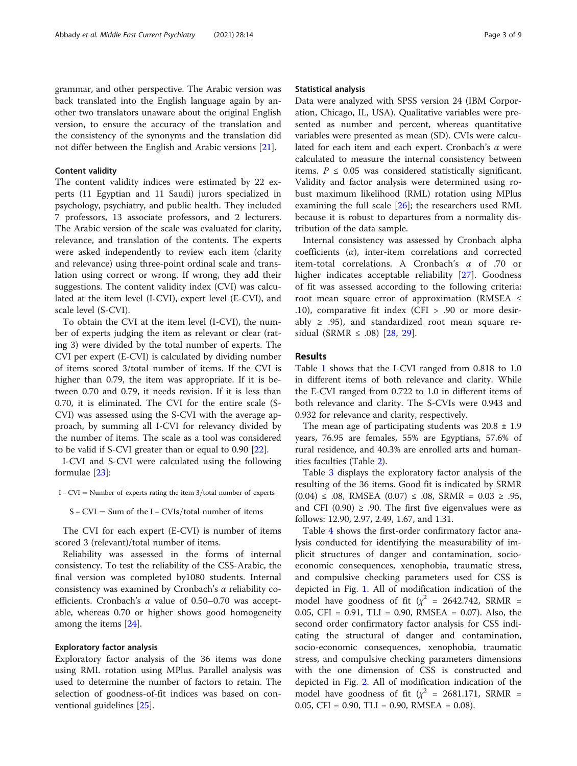grammar, and other perspective. The Arabic version was back translated into the English language again by another two translators unaware about the original English version, to ensure the accuracy of the translation and the consistency of the synonyms and the translation did not differ between the English and Arabic versions [21].

### Content validity

The content validity indices were estimated by 22 experts (11 Egyptian and 11 Saudi) jurors specialized in psychology, psychiatry, and public health. They included 7 professors, 13 associate professors, and 2 lecturers. The Arabic version of the scale was evaluated for clarity, relevance, and translation of the contents. The experts were asked independently to review each item (clarity and relevance) using three-point ordinal scale and translation using correct or wrong. If wrong, they add their suggestions. The content validity index (CVI) was calculated at the item level (I-CVI), expert level (E-CVI), and scale level (S-CVI).

To obtain the CVI at the item level (I-CVI), the number of experts judging the item as relevant or clear (rating 3) were divided by the total number of experts. The CVI per expert (E-CVI) is calculated by dividing number of items scored 3/total number of items. If the CVI is higher than 0.79, the item was appropriate. If it is between 0.70 and 0.79, it needs revision. If it is less than 0.70, it is eliminated. The CVI for the entire scale (S-CVI) was assessed using the S-CVI with the average approach, by summing all I-CVI for relevancy divided by the number of items. The scale as a tool was considered to be valid if S-CVI greater than or equal to 0.90 [22].

I-CVI and S-CVI were calculated using the following formulae [23]:

$$I-CVI = \text{Number of experts rating the item 3/total number of experts}$$

$$S-CVI = \text{Sum of the I}-\text{CVIs/total number of items}$$

The CVI for each expert (E-CVI) is number of items scored 3 (relevant)/total number of items.

Reliability was assessed in the forms of internal consistency. To test the reliability of the CSS-Arabic, the final version was completed by1080 students. Internal consistency was examined by Cronbach's $\alpha$ reliability coefficients. Cronbach's $\alpha$ value of 0.50–0.70 was acceptable, whereas 0.70 or higher shows good homogeneity among the items [24].

### Exploratory factor analysis

Exploratory factor analysis of the 36 items was done using RML rotation using MPlus. Parallel analysis was used to determine the number of factors to retain. The selection of goodness-of-fit indices was based on conventional guidelines [25].

### Statistical analysis

Data were analyzed with SPSS version 24 (IBM Corporation, Chicago, IL, USA). Qualitative variables were presented as number and percent, whereas quantitative variables were presented as mean (SD). CVIs were calculated for each item and each expert. Cronbach's $\alpha$ were calculated to measure the internal consistency between items. $P \leq 0.05$ was considered statistically significant. Validity and factor analysis were determined using robust maximum likelihood (RML) rotation using MPlus examining the full scale [26]; the researchers used RML because it is robust to departures from a normality distribution of the data sample.

Internal consistency was assessed by Cronbach alpha coefficients ($\alpha$), inter-item correlations and corrected item-total correlations. A Cronbach's $\alpha$ of .70 or higher indicates acceptable reliability [27]. Goodness of fit was assessed according to the following criteria: root mean square error of approximation (RMSEA $\leq$ .10), comparative fit index (CFI > .90 or more desirably $\geq$ .95), and standardized root mean square residual (SRMR $\leq$ .08) [28, 29].

## Results

Table 1 shows that the I-CVI ranged from 0.818 to 1.0 in different items of both relevance and clarity. While the E-CVI ranged from 0.722 to 1.0 in different items of both relevance and clarity. The S-CVIs were 0.943 and 0.932 for relevance and clarity, respectively.

The mean age of participating students was 20.8 ± 1.9 years, 76.95 are females, 55% are Egyptians, 57.6% of rural residence, and 40.3% are enrolled arts and humanities faculties (Table 2).

Table 3 displays the exploratory factor analysis of the resulting of the 36 items. Good fit is indicated by SRMR (0.04) $\leq$ .08, RMSEA (0.07) $\leq$ .08, SRMR = 0.03 $\geq$ .95, and CFI (0.90) $\geq$ .90. The first five eigenvalues were as follows: 12.90, 2.97, 2.49, 1.67, and 1.31.

Table 4 shows the first-order confirmatory factor analysis conducted for identifying the measurability of implicit structures of danger and contamination, socio-economic consequences, xenophobia, traumatic stress, and compulsive checking parameters used for CSS is depicted in Fig. 1. All of modification indication of the model have goodness of fit ($\chi^2$ = 2642.742, SRMR = 0.05, CFI = 0.91, TLI = 0.90, RMSEA = 0.07). Also, the second order confirmatory factor analysis for CSS indicating the structural of danger and contamination, socio-economic consequences, xenophobia, traumatic stress, and compulsive checking parameters dimensions with the one dimension of CSS is constructed and depicted in Fig. 2. All of modification indication of the model have goodness of fit ($\chi^2$ = 2681.171, SRMR = 0.05, CFI = 0.90, TLI = 0.90, RMSEA = 0.08).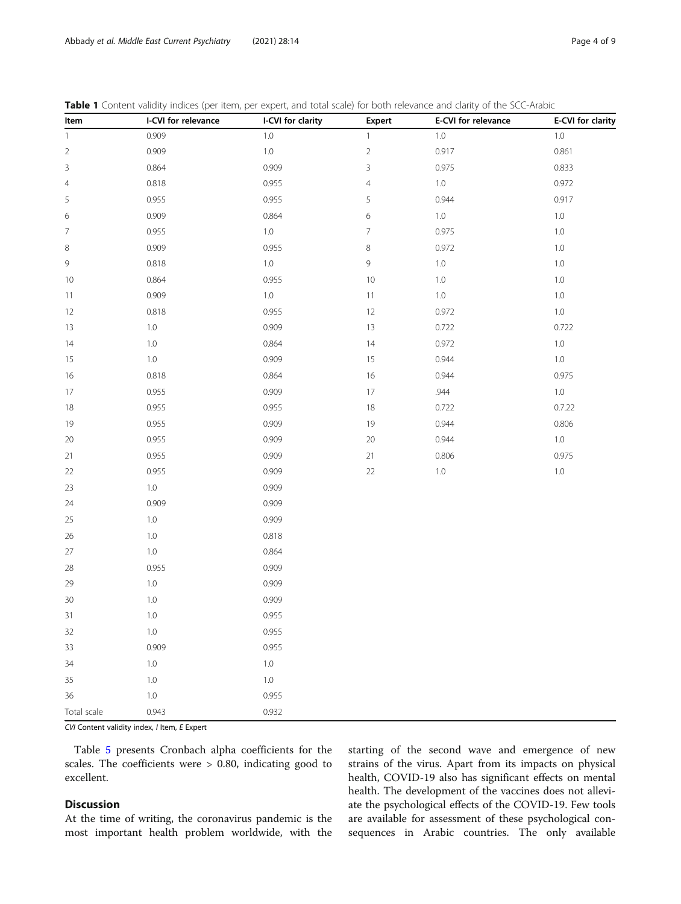**Table 1** Content validity indices (per item, per expert, and total scale) for both relevance and clarity of the SCC-Arabic

| Item | I-CVI for relevance | I-CVI for clarity | Expert | E-CVI for relevance | E-CVI for clarity |
|---|---|---|---|---|---|
| 1 | 0.909 | 1.0 | 1 | 1.0 | 1.0 |
| 2 | 0.909 | 1.0 | 2 | 0.917 | 0.861 |
| 3 | 0.864 | 0.909 | 3 | 0.975 | 0.833 |
| 4 | 0.818 | 0.955 | 4 | 1.0 | 0.972 |
| 5 | 0.955 | 0.955 | 5 | 0.944 | 0.917 |
| 6 | 0.909 | 0.864 | 6 | 1.0 | 1.0 |
| 7 | 0.955 | 1.0 | 7 | 0.975 | 1.0 |
| 8 | 0.909 | 0.955 | 8 | 0.972 | 1.0 |
| 9 | 0.818 | 1.0 | 9 | 1.0 | 1.0 |
| 10 | 0.864 | 0.955 | 10 | 1.0 | 1.0 |
| 11 | 0.909 | 1.0 | 11 | 1.0 | 1.0 |
| 12 | 0.818 | 0.955 | 12 | 0.972 | 1.0 |
| 13 | 1.0 | 0.909 | 13 | 0.722 | 0.722 |
| 14 | 1.0 | 0.864 | 14 | 0.972 | 1.0 |
| 15 | 1.0 | 0.909 | 15 | 0.944 | 1.0 |
| 16 | 0.818 | 0.864 | 16 | 0.944 | 0.975 |
| 17 | 0.955 | 0.909 | 17 | .944 | 1.0 |
| 18 | 0.955 | 0.955 | 18 | 0.722 | 0.7.22 |
| 19 | 0.955 | 0.909 | 19 | 0.944 | 0.806 |
| 20 | 0.955 | 0.909 | 20 | 0.944 | 1.0 |
| 21 | 0.955 | 0.909 | 21 | 0.806 | 0.975 |
| 22 | 0.955 | 0.909 | 22 | 1.0 | 1.0 |
| 23 | 1.0 | 0.909 | | | |
| 24 | 0.909 | 0.909 | | | |
| 25 | 1.0 | 0.909 | | | |
| 26 | 1.0 | 0.818 | | | |
| 27 | 1.0 | 0.864 | | | |
| 28 | 0.955 | 0.909 | | | |
| 29 | 1.0 | 0.909 | | | |
| 30 | 1.0 | 0.909 | | | |
| 31 | 1.0 | 0.955 | | | |
| 32 | 1.0 | 0.955 | | | |
| 33 | 0.909 | 0.955 | | | |
| 34 | 1.0 | 1.0 | | | |
| 35 | 1.0 | 1.0 | | | |
| 36 | 1.0 | 0.955 | | | |
| Total scale | 0.943 | 0.932 | | | |

*CVI* Content validity index, *I* Item, *E* Expert

Table 5 presents Cronbach alpha coefficients for the scales. The coefficients were > 0.80, indicating good to excellent.

## Discussion

At the time of writing, the coronavirus pandemic is the most important health problem worldwide, with the starting of the second wave and emergence of new strains of the virus. Apart from its impacts on physical health, COVID-19 also has significant effects on mental health. The development of the vaccines does not alleviate the psychological effects of the COVID-19. Few tools are available for assessment of these psychological consequences in Arabic countries. The only available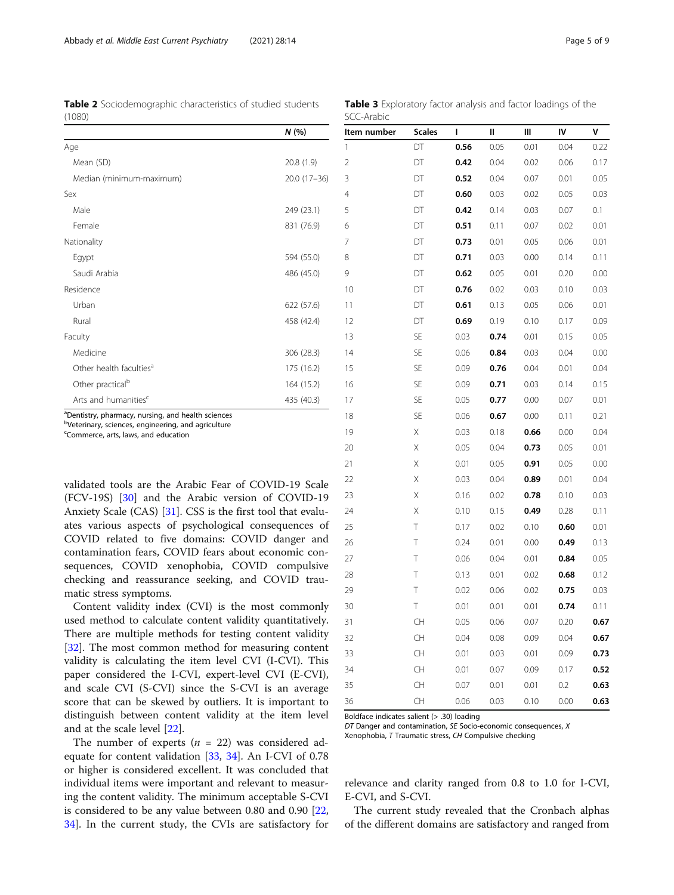**Table 2** Sociodemographic characteristics of studied students (1080)

| | N (%) |
|---|---|
| Age | |
| Mean (SD) | 20.8 (1.9) |
| Median (minimum-maximum) | 20.0 (17–36) |
| Sex | |
| Male | 249 (23.1) |
| Female | 831 (76.9) |
| Nationality | |
| Egypt | 594 (55.0) |
| Saudi Arabia | 486 (45.0) |
| Residence | |
| Urban | 622 (57.6) |
| Rural | 458 (42.4) |
| Faculty | |
| Medicine | 306 (28.3) |
| Other health faculties[a] | 175 (16.2) |
| Other practical[b] | 164 (15.2) |
| Arts and humanities[c] | 435 (40.3) |

[a]Dentistry, pharmacy, nursing, and health sciences
[b]Veterinary, sciences, engineering, and agriculture
[c]Commerce, arts, laws, and education

**Table 3** Exploratory factor analysis and factor loadings of the SCC-Arabic

| Item number | Scales | I | II | III | IV | V |
|---|---|---|---|---|---|---|
| 1 | DT | **0.56** | 0.05 | 0.01 | 0.04 | 0.22 |
| 2 | DT | **0.42** | 0.04 | 0.02 | 0.06 | 0.17 |
| 3 | DT | **0.52** | 0.04 | 0.07 | 0.01 | 0.05 |
| 4 | DT | **0.60** | 0.03 | 0.02 | 0.05 | 0.03 |
| 5 | DT | **0.42** | 0.14 | 0.03 | 0.07 | 0.1 |
| 6 | DT | **0.51** | 0.11 | 0.07 | 0.02 | 0.01 |
| 7 | DT | **0.73** | 0.01 | 0.05 | 0.06 | 0.01 |
| 8 | DT | **0.71** | 0.03 | 0.00 | 0.14 | 0.11 |
| 9 | DT | **0.62** | 0.05 | 0.01 | 0.20 | 0.00 |
| 10 | DT | **0.76** | 0.02 | 0.03 | 0.10 | 0.03 |
| 11 | DT | **0.61** | 0.13 | 0.05 | 0.06 | 0.01 |
| 12 | DT | **0.69** | 0.19 | 0.10 | 0.17 | 0.09 |
| 13 | SE | 0.03 | **0.74** | 0.01 | 0.15 | 0.05 |
| 14 | SE | 0.06 | **0.84** | 0.03 | 0.04 | 0.00 |
| 15 | SE | 0.09 | **0.76** | 0.04 | 0.01 | 0.04 |
| 16 | SE | 0.09 | **0.71** | 0.03 | 0.14 | 0.15 |
| 17 | SE | 0.05 | **0.77** | 0.00 | 0.07 | 0.01 |
| 18 | SE | 0.06 | **0.67** | 0.00 | 0.11 | 0.21 |
| 19 | X | 0.03 | 0.18 | **0.66** | 0.00 | 0.04 |
| 20 | X | 0.05 | 0.04 | **0.73** | 0.05 | 0.01 |
| 21 | X | 0.01 | 0.05 | **0.91** | 0.05 | 0.00 |
| 22 | X | 0.03 | 0.04 | **0.89** | 0.01 | 0.04 |
| 23 | X | 0.16 | 0.02 | **0.78** | 0.10 | 0.03 |
| 24 | X | 0.10 | 0.15 | **0.49** | 0.28 | 0.11 |
| 25 | T | 0.17 | 0.02 | 0.10 | **0.60** | 0.01 |
| 26 | T | 0.24 | 0.01 | 0.00 | **0.49** | 0.13 |
| 27 | T | 0.06 | 0.04 | 0.01 | **0.84** | 0.05 |
| 28 | T | 0.13 | 0.01 | 0.02 | **0.68** | 0.12 |
| 29 | T | 0.02 | 0.06 | 0.02 | **0.75** | 0.03 |
| 30 | T | 0.01 | 0.01 | 0.01 | **0.74** | 0.11 |
| 31 | CH | 0.05 | 0.06 | 0.07 | 0.20 | **0.67** |
| 32 | CH | 0.04 | 0.08 | 0.09 | 0.04 | **0.67** |
| 33 | CH | 0.01 | 0.03 | 0.01 | 0.09 | **0.73** |
| 34 | CH | 0.01 | 0.07 | 0.09 | 0.17 | **0.52** |
| 35 | CH | 0.07 | 0.01 | 0.01 | 0.2 | **0.63** |
| 36 | CH | 0.06 | 0.03 | 0.10 | 0.00 | **0.63** |

Boldface indicates salient (> .30) loading
*DT* Danger and contamination, *SE* Socio-economic consequences, *X* Xenophobia, *T* Traumatic stress, *CH* Compulsive checking

validated tools are the Arabic Fear of COVID-19 Scale (FCV-19S) [30] and the Arabic version of COVID-19 Anxiety Scale (CAS) [31]. CSS is the first tool that evaluates various aspects of psychological consequences of COVID related to five domains: COVID danger and contamination fears, COVID fears about economic consequences, COVID xenophobia, COVID compulsive checking and reassurance seeking, and COVID traumatic stress symptoms.

Content validity index (CVI) is the most commonly used method to calculate content validity quantitatively. There are multiple methods for testing content validity [32]. The most common method for measuring content validity is calculating the item level CVI (I-CVI). This paper considered the I-CVI, expert-level CVI (E-CVI), and scale CVI (S-CVI) since the S-CVI is an average score that can be skewed by outliers. It is important to distinguish between content validity at the item level and at the scale level [22].

The number of experts ($n$ = 22) was considered adequate for content validation [33, 34]. An I-CVI of 0.78 or higher is considered excellent. It was concluded that individual items were important and relevant to measuring the content validity. The minimum acceptable S-CVI is considered to be any value between 0.80 and 0.90 [22, 34]. In the current study, the CVIs are satisfactory for relevance and clarity ranged from 0.8 to 1.0 for I-CVI, E-CVI, and S-CVI.

The current study revealed that the Cronbach alphas of the different domains are satisfactory and ranged from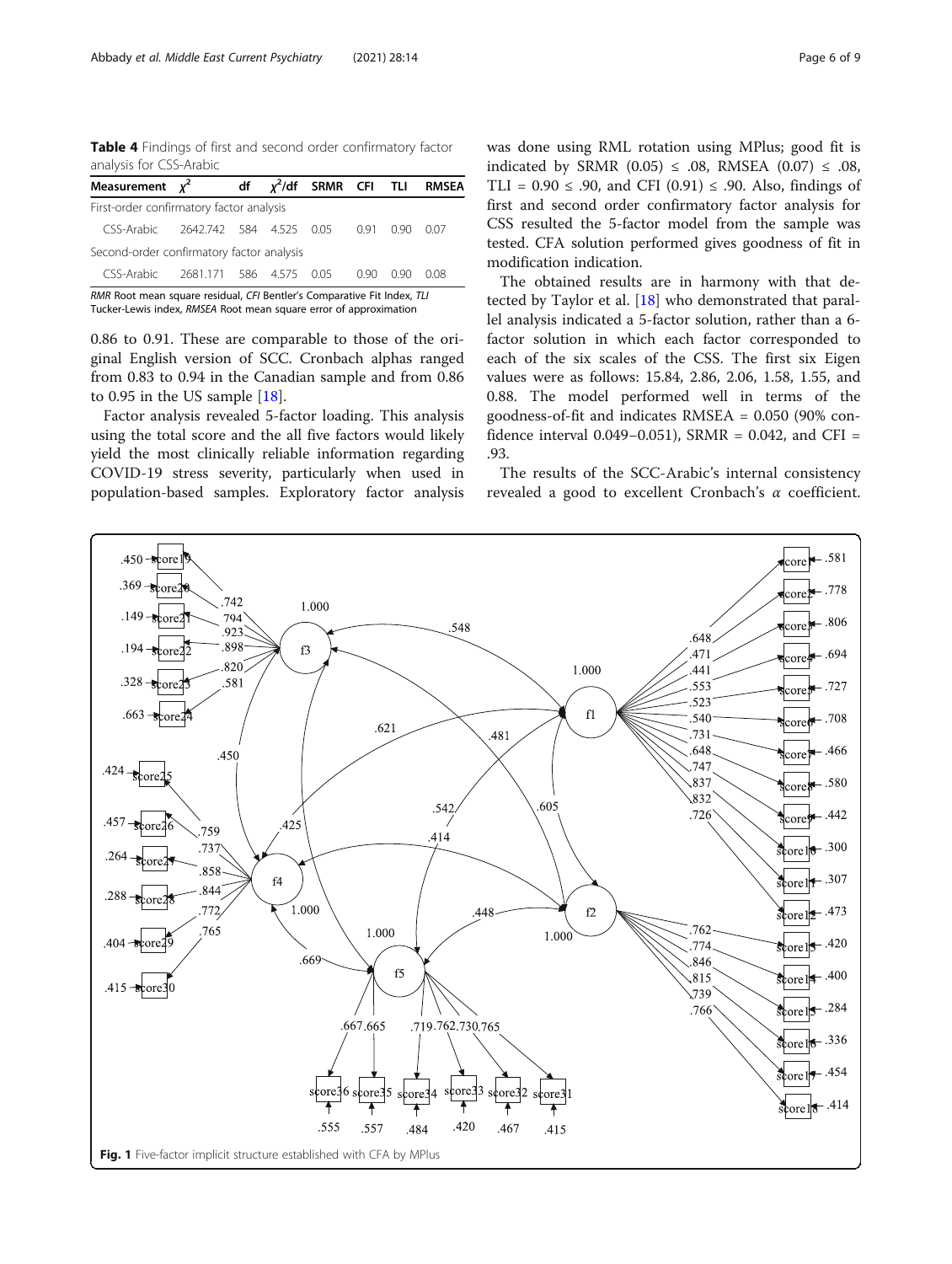**Table 4** Findings of first and second order confirmatory factor analysis for CSS-Arabic

| Measurement | $\chi^2$ | df | $\chi^2$/df | SRMR | CFI | TLI | RMSEA |
|---|---|---|---|---|---|---|---|
| First-order confirmatory factor analysis | | | | | | | |
| CSS-Arabic | 2642.742 | 584 | 4.525 | 0.05 | 0.91 | 0.90 | 0.07 |
| Second-order confirmatory factor analysis | | | | | | | |
| CSS-Arabic | 2681.171 | 586 | 4.575 | 0.05 | 0.90 | 0.90 | 0.08 |

*RMR* Root mean square residual, *CFI* Bentler's Comparative Fit Index, *TLI* Tucker-Lewis index, *RMSEA* Root mean square error of approximation

0.86 to 0.91. These are comparable to those of the original English version of SCC. Cronbach alphas ranged from 0.83 to 0.94 in the Canadian sample and from 0.86 to 0.95 in the US sample [18].

Factor analysis revealed 5-factor loading. This analysis using the total score and the all five factors would likely yield the most clinically reliable information regarding COVID-19 stress severity, particularly when used in population-based samples. Exploratory factor analysis was done using RML rotation using MPlus; good fit is indicated by SRMR (0.05) ≤ .08, RMSEA (0.07) ≤ .08, TLI = 0.90 ≤ .90, and CFI (0.91) ≤ .90. Also, findings of first and second order confirmatory factor analysis for CSS resulted the 5-factor model from the sample was tested. CFA solution performed gives goodness of fit in modification indication.

The obtained results are in harmony with that detected by Taylor et al. [18] who demonstrated that parallel analysis indicated a 5-factor solution, rather than a 6-factor solution in which each factor corresponded to each of the six scales of the CSS. The first six Eigen values were as follows: 15.84, 2.86, 2.06, 1.58, 1.55, and 0.88. The model performed well in terms of the goodness-of-fit and indicates RMSEA = 0.050 (90% confidence interval 0.049–0.051), SRMR = 0.042, and CFI = .93.

The results of the SCC-Arabic's internal consistency revealed a good to excellent Cronbach's $\alpha$ coefficient.

**Fig. 1** Five-factor implicit structure established with CFA by MPlus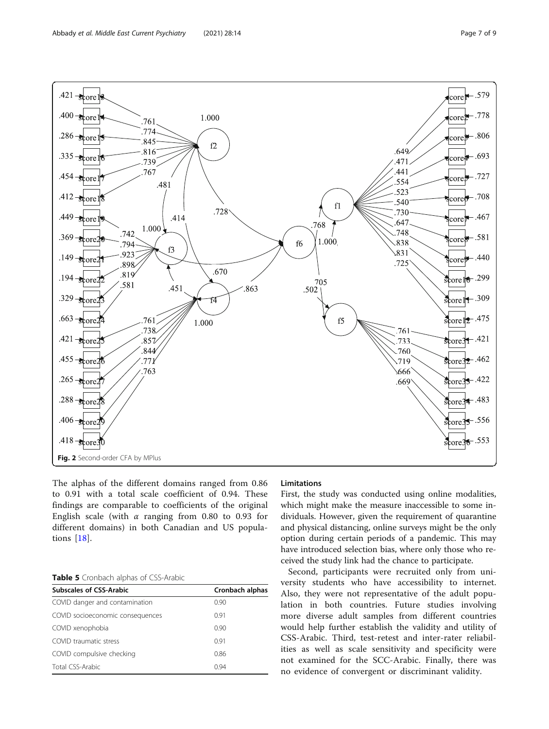Fig. 2 Second-order CFA by MPlus

The alphas of the different domains ranged from 0.86 to 0.91 with a total scale coefficient of 0.94. These findings are comparable to coefficients of the original English scale (with $\alpha$ ranging from 0.80 to 0.93 for different domains) in both Canadian and US populations [18].

**Table 5** Cronbach alphas of CSS-Arabic

| Subscales of CSS-Arabic | Cronbach alphas |
|---|---|
| COVID danger and contamination | 0.90 |
| COVID socioeconomic consequences | 0.91 |
| COVID xenophobia | 0.90 |
| COVID traumatic stress | 0.91 |
| COVID compulsive checking | 0.86 |
| Total CSS-Arabic | 0.94 |

## Limitations

First, the study was conducted using online modalities, which might make the measure inaccessible to some individuals. However, given the requirement of quarantine and physical distancing, online surveys might be the only option during certain periods of a pandemic. This may have introduced selection bias, where only those who received the study link had the chance to participate.

Second, participants were recruited only from university students who have accessibility to internet. Also, they were not representative of the adult population in both countries. Future studies involving more diverse adult samples from different countries would help further establish the validity and utility of CSS-Arabic. Third, test-retest and inter-rater reliabilities as well as scale sensitivity and specificity were not examined for the SCC-Arabic. Finally, there was no evidence of convergent or discriminant validity.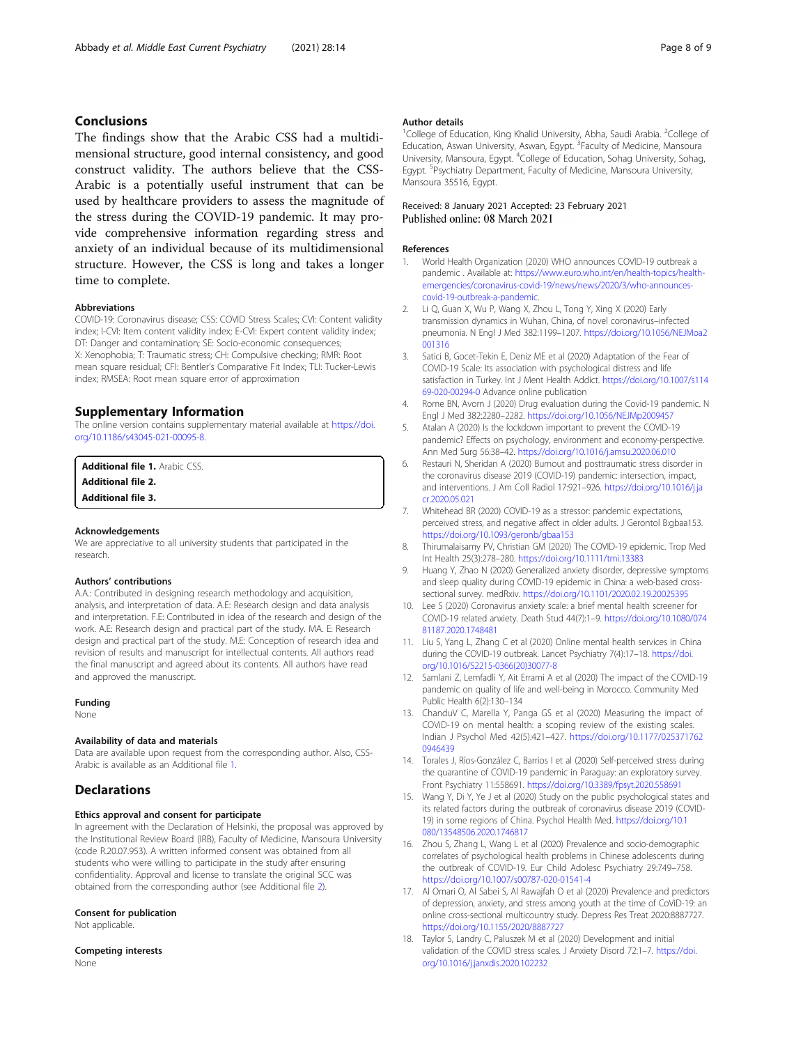## Conclusions

The findings show that the Arabic CSS had a multidimensional structure, good internal consistency, and good construct validity. The authors believe that the CSS-Arabic is a potentially useful instrument that can be used by healthcare providers to assess the magnitude of the stress during the COVID-19 pandemic. It may provide comprehensive information regarding stress and anxiety of an individual because of its multidimensional structure. However, the CSS is long and takes a longer time to complete.

#### Abbreviations

COVID-19: Coronavirus disease; CSS: COVID Stress Scales; CVI: Content validity index; I-CVI: Item content validity index; E-CVI: Expert content validity index; DT: Danger and contamination; SE: Socio-economic consequences; X: Xenophobia; T: Traumatic stress; CH: Compulsive checking; RMR: Root mean square residual; CFI: Bentler's Comparative Fit Index; TLI: Tucker-Lewis index; RMSEA: Root mean square error of approximation

## Supplementary Information

The online version contains supplementary material available at https://doi.org/10.1186/s43045-021-00095-8.

**Additional file 1.** Arabic CSS.
**Additional file 2.**
**Additional file 3.**

#### Acknowledgements

We are appreciative to all university students that participated in the research.

#### Authors' contributions

A.A.: Contributed in designing research methodology and acquisition, analysis, and interpretation of data. A.E: Research design and data analysis and interpretation. F.E: Contributed in idea of the research and design of the work. A.E: Research design and practical part of the study. MA. E: Research design and practical part of the study. M.E: Conception of research idea and revision of results and manuscript for intellectual contents. All authors read the final manuscript and agreed about its contents. All authors have read and approved the manuscript.

#### Funding

None

#### Availability of data and materials

Data are available upon request from the corresponding author. Also, CSS-Arabic is available as an Additional file 1.

## Declarations

#### Ethics approval and consent for participate

In agreement with the Declaration of Helsinki, the proposal was approved by the Institutional Review Board (IRB), Faculty of Medicine, Mansoura University (code R.20.07.953). A written informed consent was obtained from all students who were willing to participate in the study after ensuring confidentiality. Approval and license to translate the original SCC was obtained from the corresponding author (see Additional file 2).

#### Consent for publication

Not applicable.

#### Competing interests

None

#### Author details

[1]College of Education, King Khalid University, Abha, Saudi Arabia. [2]College of Education, Aswan University, Aswan, Egypt. [3]Faculty of Medicine, Mansoura University, Mansoura, Egypt. [4]College of Education, Sohag University, Sohag, Egypt. [5]Psychiatry Department, Faculty of Medicine, Mansoura University, Mansoura 35516, Egypt.

Received: 8 January 2021 Accepted: 23 February 2021
Published online: 08 March 2021

#### References

1. World Health Organization (2020) WHO announces COVID-19 outbreak a pandemic . Available at: https://www.euro.who.int/en/health-topics/health-emergencies/coronavirus-covid-19/news/news/2020/3/who-announces-covid-19-outbreak-a-pandemic.
2. Li Q, Guan X, Wu P, Wang X, Zhou L, Tong Y, Xing X (2020) Early transmission dynamics in Wuhan, China, of novel coronavirus–infected pneumonia. N Engl J Med 382:1199–1207. https://doi.org/10.1056/NEJMoa2001316
3. Satici B, Gocet-Tekin E, Deniz ME et al (2020) Adaptation of the Fear of COVID-19 Scale: Its association with psychological distress and life satisfaction in Turkey. Int J Ment Health Addict. https://doi.org/10.1007/s11469-020-00294-0 Advance online publication
4. Rome BN, Avorn J (2020) Drug evaluation during the Covid-19 pandemic. N Engl J Med 382:2280–2282. https://doi.org/10.1056/NEJMp2009457
5. Atalan A (2020) Is the lockdown important to prevent the COVID-19 pandemic? Effects on psychology, environment and economy-perspective. Ann Med Surg 56:38–42. https://doi.org/10.1016/j.amsu.2020.06.010
6. Restauri N, Sheridan A (2020) Burnout and posttraumatic stress disorder in the coronavirus disease 2019 (COVID-19) pandemic: intersection, impact, and interventions. J Am Coll Radiol 17:921–926. https://doi.org/10.1016/j.jacr.2020.05.021
7. Whitehead BR (2020) COVID-19 as a stressor: pandemic expectations, perceived stress, and negative affect in older adults. J Gerontol B:gbaa153. https://doi.org/10.1093/geronb/gbaa153
8. Thirumalaisamy PV, Christian GM (2020) The COVID-19 epidemic. Trop Med Int Health 25(3):278–280. https://doi.org/10.1111/tmi.13383
9. Huang Y, Zhao N (2020) Generalized anxiety disorder, depressive symptoms and sleep quality during COVID-19 epidemic in China: a web-based cross-sectional survey. medRxiv. https://doi.org/10.1101/2020.02.19.20025395
10. Lee S (2020) Coronavirus anxiety scale: a brief mental health screener for COVID-19 related anxiety. Death Stud 44(7):1–9. https://doi.org/10.1080/07481187.2020.1748481
11. Liu S, Yang L, Zhang C et al (2020) Online mental health services in China during the COVID-19 outbreak. Lancet Psychiatry 7(4):17–18. https://doi.org/10.1016/S2215-0366(20)30077-8
12. Samlani Z, Lemfadli Y, Ait Errami A et al (2020) The impact of the COVID-19 pandemic on quality of life and well-being in Morocco. Community Med Public Health 6(2):130–134
13. ChanduV C, Marella Y, Panga GS et al (2020) Measuring the impact of COViD-19 on mental health: a scoping review of the existing scales. Indian J Psychol Med 42(5):421–427. https://doi.org/10.1177/0253717620946439
14. Torales J, Ríos-González C, Barrios I et al (2020) Self-perceived stress during the quarantine of COVID-19 pandemic in Paraguay: an exploratory survey. Front Psychiatry 11:558691. https://doi.org/10.3389/fpsyt.2020.558691
15. Wang Y, Di Y, Ye J et al (2020) Study on the public psychological states and its related factors during the outbreak of coronavirus disease 2019 (COVID-19) in some regions of China. Psychol Health Med. https://doi.org/10.1080/13548506.2020.1746817
16. Zhou S, Zhang L, Wang L et al (2020) Prevalence and socio-demographic correlates of psychological health problems in Chinese adolescents during the outbreak of COVID-19. Eur Child Adolesc Psychiatry 29:749–758. https://doi.org/10.1007/s00787-020-01541-4
17. Al Omari O, Al Sabei S, Al Rawajfah O et al (2020) Prevalence and predictors of depression, anxiety, and stress among youth at the time of CoViD-19: an online cross-sectional multicountry study. Depress Res Treat 2020:8887727. https://doi.org/10.1155/2020/8887727
18. Taylor S, Landry C, Paluszek M et al (2020) Development and initial validation of the COVID stress scales. J Anxiety Disord 72:1–7. https://doi.org/10.1016/j.janxdis.2020.102232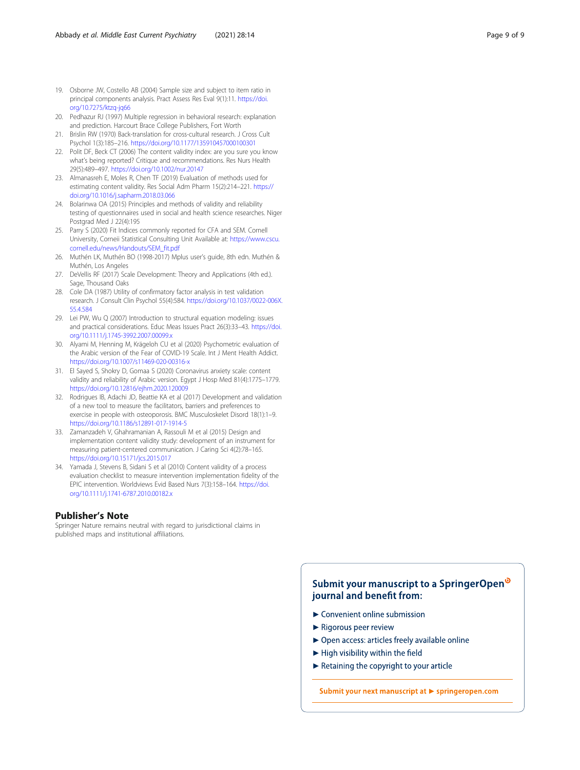19. Osborne JW, Costello AB (2004) Sample size and subject to item ratio in principal components analysis. Pract Assess Res Eval 9(1):11. https://doi.org/10.7275/ktzq-jq66
20. Pedhazur RJ (1997) Multiple regression in behavioral research: explanation and prediction. Harcourt Brace College Publishers, Fort Worth
21. Brislin RW (1970) Back-translation for cross-cultural research. J Cross Cult Psychol 1(3):185–216. https://doi.org/10.1177/135910457000100301
22. Polit DF, Beck CT (2006) The content validity index: are you sure you know what's being reported? Critique and recommendations. Res Nurs Health 29(5):489–497. https://doi.org/10.1002/nur.20147
23. Almanasreh E, Moles R, Chen TF (2019) Evaluation of methods used for estimating content validity. Res Social Adm Pharm 15(2):214–221. https://doi.org/10.1016/j.sapharm.2018.03.066
24. Bolarinwa OA (2015) Principles and methods of validity and reliability testing of questionnaires used in social and health science researches. Niger Postgrad Med J 22(4):195
25. Parry S (2020) Fit Indices commonly reported for CFA and SEM. Cornell University, Corneii Statistical Consulting Unit Available at: https://www.cscu.cornell.edu/news/Handouts/SEM_fit.pdf
26. Muthén LK, Muthén BO (1998-2017) Mplus user's guide, 8th edn. Muthén & Muthén, Los Angeles
27. DeVellis RF (2017) Scale Development: Theory and Applications (4th ed.). Sage, Thousand Oaks
28. Cole DA (1987) Utility of confirmatory factor analysis in test validation research. J Consult Clin Psychol 55(4):584. https://doi.org/10.1037/0022-006X.55.4.584
29. Lei PW, Wu Q (2007) Introduction to structural equation modeling: issues and practical considerations. Educ Meas Issues Pract 26(3):33–43. https://doi.org/10.1111/j.1745-3992.2007.00099.x
30. Alyami M, Henning M, Krägeloh CU et al (2020) Psychometric evaluation of the Arabic version of the Fear of COVID-19 Scale. Int J Ment Health Addict. https://doi.org/10.1007/s11469-020-00316-x
31. El Sayed S, Shokry D, Gomaa S (2020) Coronavirus anxiety scale: content validity and reliability of Arabic version. Egypt J Hosp Med 81(4):1775–1779. https://doi.org/10.12816/ejhm.2020.120009
32. Rodrigues IB, Adachi JD, Beattie KA et al (2017) Development and validation of a new tool to measure the facilitators, barriers and preferences to exercise in people with osteoporosis. BMC Musculoskelet Disord 18(1):1–9. https://doi.org/10.1186/s12891-017-1914-5
33. Zamanzadeh V, Ghahramanian A, Rassouli M et al (2015) Design and implementation content validity study: development of an instrument for measuring patient-centered communication. J Caring Sci 4(2):78–165. https://doi.org/10.15171/jcs.2015.017
34. Yamada J, Stevens B, Sidani S et al (2010) Content validity of a process evaluation checklist to measure intervention implementation fidelity of the EPIC intervention. Worldviews Evid Based Nurs 7(3):158–164. https://doi.org/10.1111/j.1741-6787.2010.00182.x

## Publisher's Note

Springer Nature remains neutral with regard to jurisdictional claims in published maps and institutional affiliations.

**Submit your manuscript to a SpringerOpen journal and benefit from:**

- ► Convenient online submission
- ► Rigorous peer review
- ► Open access: articles freely available online
- ► High visibility within the field
- ► Retaining the copyright to your article

**Submit your next manuscript at ► springeropen.com**